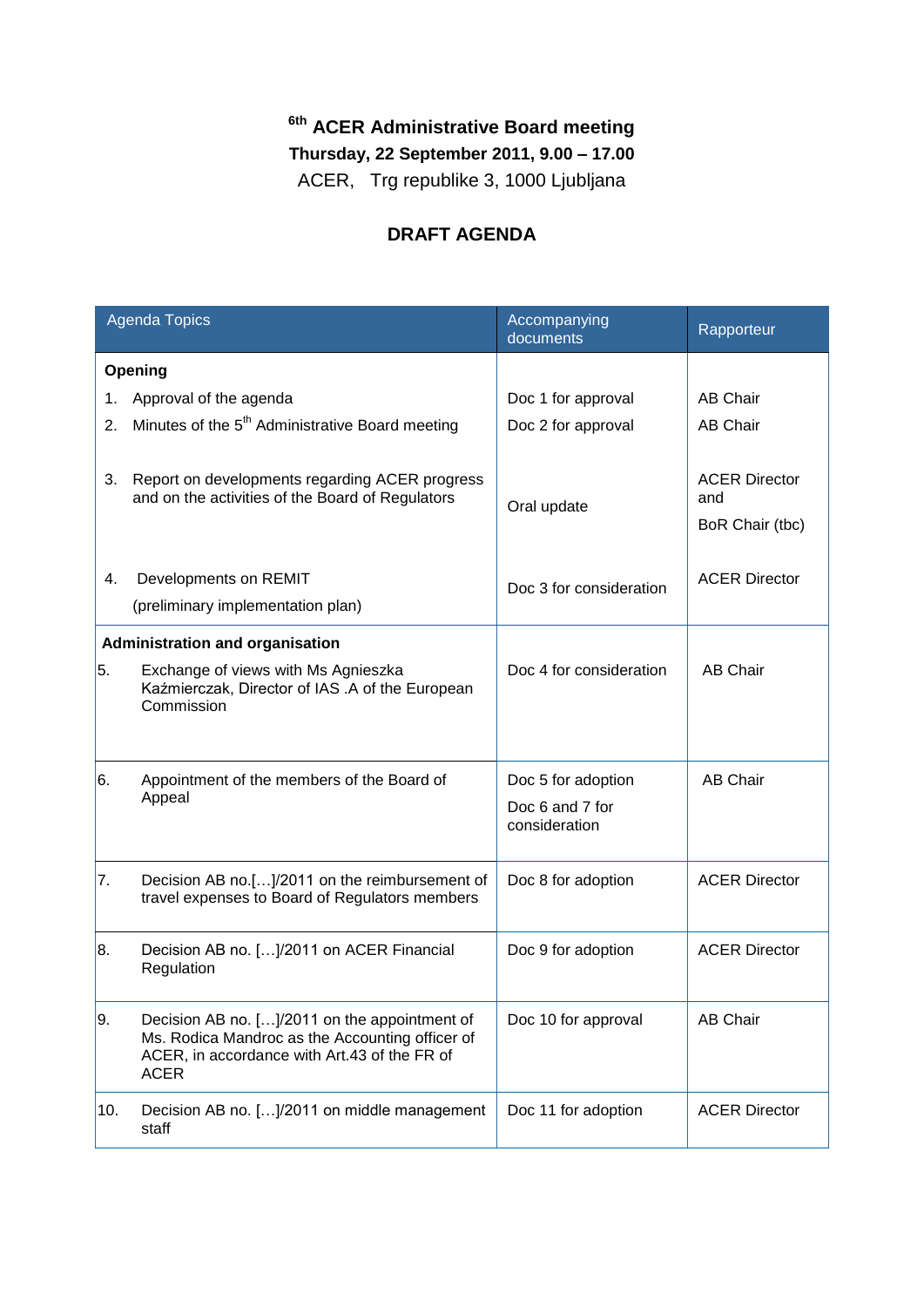# 6th ACER Administrative Board meeting

**Thursday, 22 September 2011, 9.00 – 17.00**

ACER, Trg republike 3, 1000 Ljubljana

## DRAFT AGENDA

| Agenda Topics | Accompanying documents | Rapporteur |
|---|---|---|
| **Opening** | | |
| 1. Approval of the agenda | Doc 1 for approval | AB Chair |
| 2. Minutes of the 5th Administrative Board meeting | Doc 2 for approval | AB Chair |
| 3. Report on developments regarding ACER progress and on the activities of the Board of Regulators | Oral update | ACER Director and BoR Chair (tbc) |
| 4. Developments on REMIT (preliminary implementation plan) | Doc 3 for consideration | ACER Director |
| **Administration and organisation** | | |
| 5. Exchange of views with Ms Agnieszka Kaźmierczak, Director of IAS .A of the European Commission | Doc 4 for consideration | AB Chair |
| 6. Appointment of the members of the Board of Appeal | Doc 5 for adoption<br>Doc 6 and 7 for consideration | AB Chair |
| 7. Decision AB no.[…]/2011 on the reimbursement of travel expenses to Board of Regulators members | Doc 8 for adoption | ACER Director |
| 8. Decision AB no. […]/2011 on ACER Financial Regulation | Doc 9 for adoption | ACER Director |
| 9. Decision AB no. […]/2011 on the appointment of Ms. Rodica Mandroc as the Accounting officer of ACER, in accordance with Art.43 of the FR of ACER | Doc 10 for approval | AB Chair |
| 10. Decision AB no. […]/2011 on middle management staff | Doc 11 for adoption | ACER Director |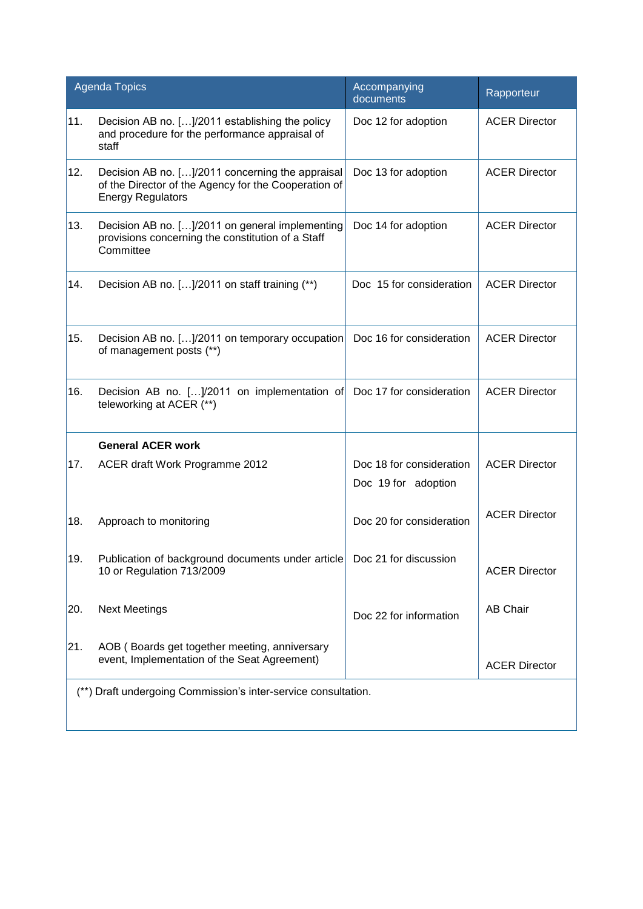| Agenda Topics | | Accompanying documents | Rapporteur |
|---|---|---|---|
| 11. | Decision AB no. […]/2011 establishing the policy and procedure for the performance appraisal of staff | Doc 12 for adoption | ACER Director |
| 12. | Decision AB no. […]/2011 concerning the appraisal of the Director of the Agency for the Cooperation of Energy Regulators | Doc 13 for adoption | ACER Director |
| 13. | Decision AB no. […]/2011 on general implementing provisions concerning the constitution of a Staff Committee | Doc 14 for adoption | ACER Director |
| 14. | Decision AB no. […]/2011 on staff training (**) | Doc 15 for consideration | ACER Director |
| 15. | Decision AB no. […]/2011 on temporary occupation of management posts (**) | Doc 16 for consideration | ACER Director |
| 16. | Decision AB no. […]/2011 on implementation of teleworking at ACER (**) | Doc 17 for consideration | ACER Director |
| | **General ACER work** | | |
| 17. | ACER draft Work Programme 2012 | Doc 18 for consideration<br>Doc 19 for adoption | ACER Director |
| 18. | Approach to monitoring | Doc 20 for consideration | ACER Director |
| 19. | Publication of background documents under article 10 or Regulation 713/2009 | Doc 21 for discussion | ACER Director |
| 20. | Next Meetings | Doc 22 for information | AB Chair |
| 21. | AOB ( Boards get together meeting, anniversary event, Implementation of the Seat Agreement) | | ACER Director |

(**) Draft undergoing Commission's inter-service consultation.